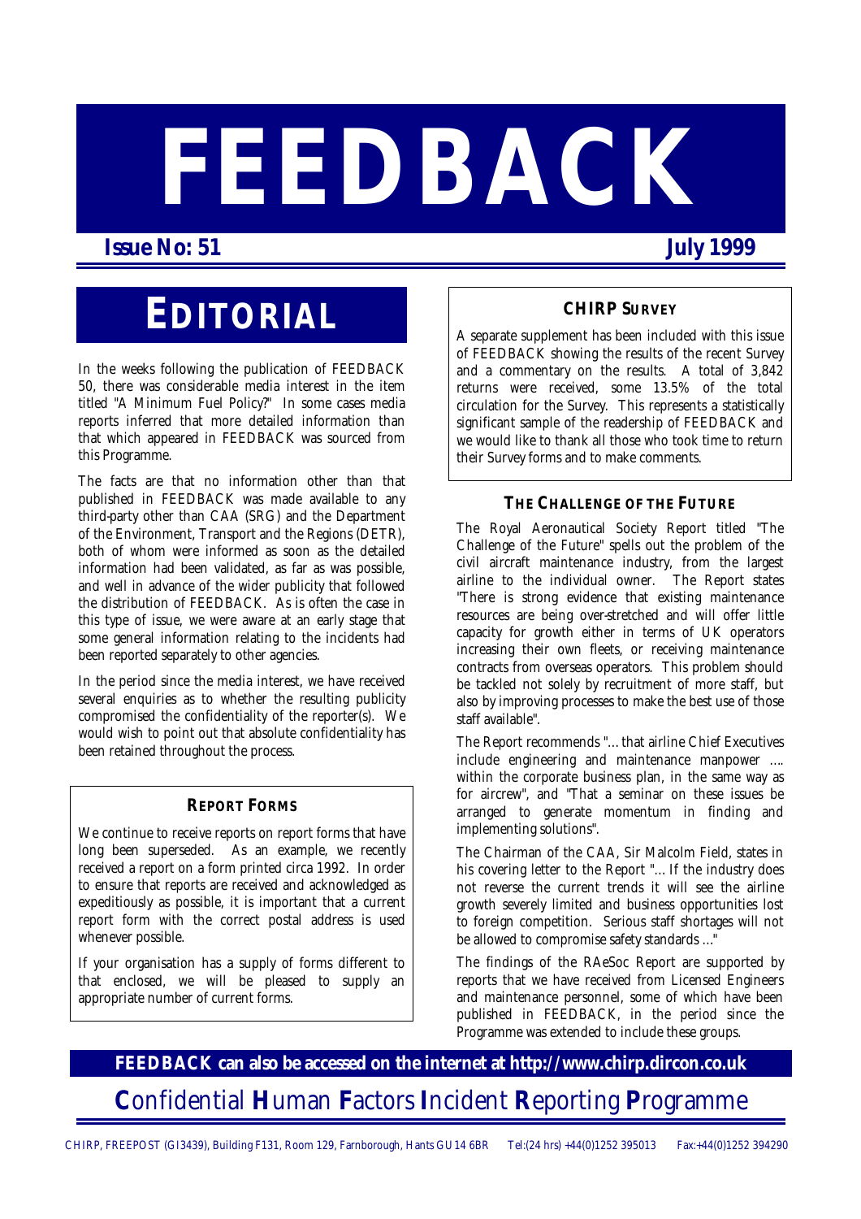# FEEDBACK

**Issue No: 51** **July 1999**

## EDITORIAL

In the weeks following the publication of FEEDBACK 50, there was considerable media interest in the item titled "A Minimum Fuel Policy?" In some cases media reports inferred that more detailed information than that which appeared in FEEDBACK was sourced from this Programme.

The facts are that no information other than that published in FEEDBACK was made available to any third-party other than CAA (SRG) and the Department of the Environment, Transport and the Regions (DETR), both of whom were informed as soon as the detailed information had been validated, as far as was possible, and well in advance of the wider publicity that followed the distribution of FEEDBACK. As is often the case in this type of issue, we were aware at an early stage that some general information relating to the incidents had been reported separately to other agencies.

In the period since the media interest, we have received several enquiries as to whether the resulting publicity compromised the confidentiality of the reporter(s). We would wish to point out that absolute confidentiality has been retained throughout the process.

### REPORT FORMS

We continue to receive reports on report forms that have long been superseded. As an example, we recently received a report on a form printed circa 1992. In order to ensure that reports are received and acknowledged as expeditiously as possible, it is important that a current report form with the correct postal address is used whenever possible.

If your organisation has a supply of forms different to that enclosed, we will be pleased to supply an appropriate number of current forms.

### CHIRP SURVEY

A separate supplement has been included with this issue of FEEDBACK showing the results of the recent Survey and a commentary on the results. A total of 3,842 returns were received, some 13.5% of the total circulation for the Survey. This represents a statistically significant sample of the readership of FEEDBACK and we would like to thank all those who took time to return their Survey forms and to make comments.

### THE CHALLENGE OF THE FUTURE

The Royal Aeronautical Society Report titled "The Challenge of the Future" spells out the problem of the civil aircraft maintenance industry, from the largest airline to the individual owner. The Report states "There is strong evidence that existing maintenance resources are being over-stretched and will offer little capacity for growth either in terms of UK operators increasing their own fleets, or receiving maintenance contracts from overseas operators. This problem should be tackled not solely by recruitment of more staff, but also by improving processes to make the best use of those staff available".

The Report recommends "…that airline Chief Executives include engineering and maintenance manpower …. within the corporate business plan, in the same way as for aircrew", and "That a seminar on these issues be arranged to generate momentum in finding and implementing solutions".

The Chairman of the CAA, Sir Malcolm Field, states in his covering letter to the Report "…If the industry does not reverse the current trends it will see the airline growth severely limited and business opportunities lost to foreign competition. Serious staff shortages will not be allowed to compromise safety standards …"

The findings of the RAeSoc Report are supported by reports that we have received from Licensed Engineers and maintenance personnel, some of which have been published in FEEDBACK, in the period since the Programme was extended to include these groups.

**FEEDBACK can also be accessed on the internet at http://www.chirp.dircon.co.uk**

**C**onfidential **H**uman **F**actors **I**ncident **R**eporting **P**rogramme

CHIRP, FREEPOST (GI3439), Building F131, Room 129, Farnborough, Hants GU14 6BR Tel:(24 hrs) +44(0)1252 395013 Fax:+44(0)1252 394290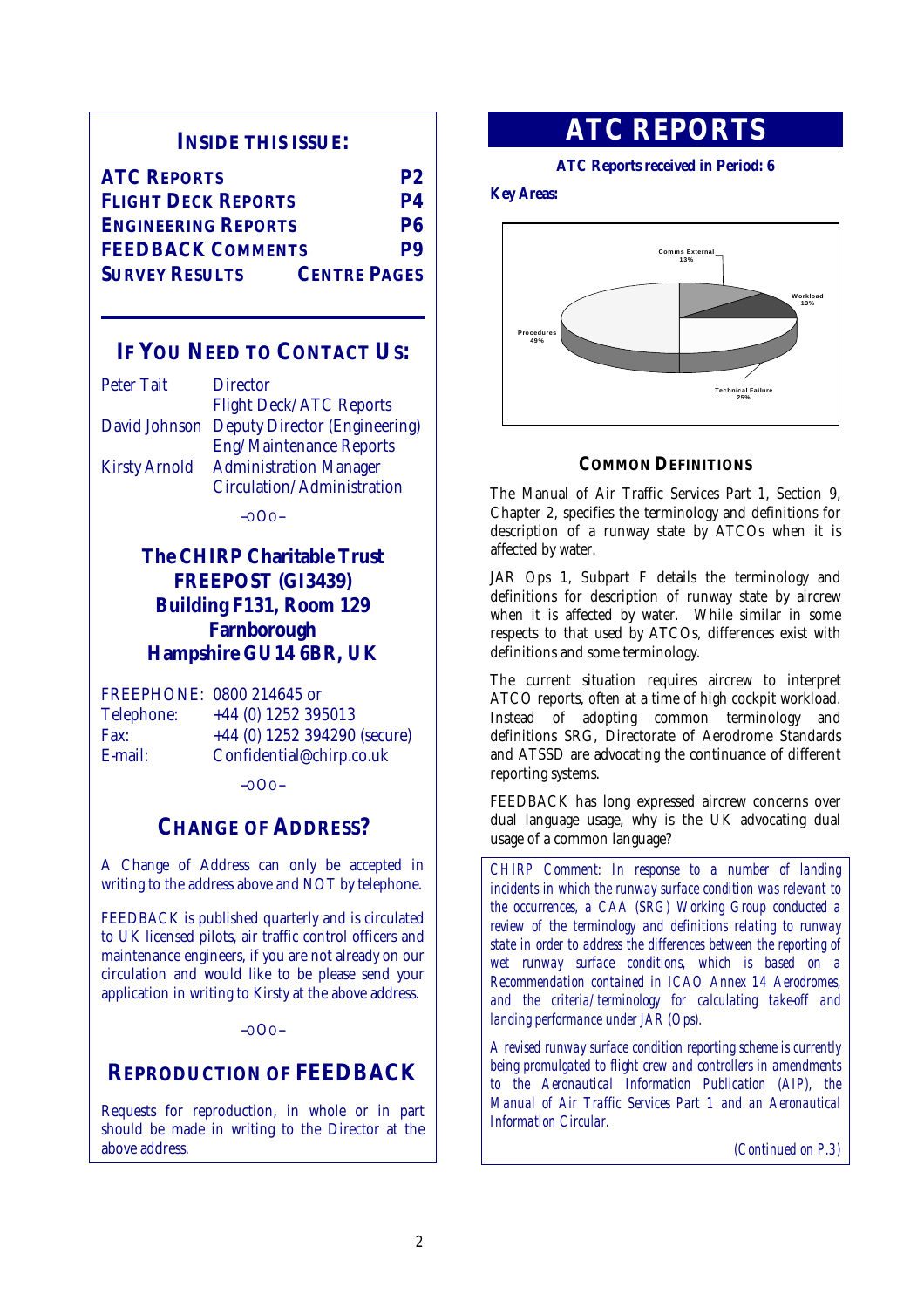## INSIDE THIS ISSUE:

| | |
|---|---|
| **ATC REPORTS** | **P2** |
| **FLIGHT DECK REPORTS** | **P4** |
| **ENGINEERING REPORTS** | **P6** |
| **FEEDBACK COMMENTS** | **P9** |
| **SURVEY RESULTS** | **CENTRE PAGES** |

## IF YOU NEED TO CONTACT US:

| | |
|---|---|
| Peter Tait | Director<br>Flight Deck/ATC Reports |
| David Johnson | Deputy Director (Engineering)<br>Eng/Maintenance Reports |
| Kirsty Arnold | Administration Manager<br>Circulation/Administration |

–oOo–

**The CHIRP Charitable Trust**
**FREEPOST (GI3439)**
**Building F131, Room 129**
**Farnborough**
**Hampshire GU14 6BR, UK**

| | |
|---|---|
| FREEPHONE: | 0800 214645 or |
| Telephone: | +44 (0) 1252 395013 |
| Fax: | +44 (0) 1252 394290 (secure) |
| E-mail: | Confidential@chirp.co.uk |

–oOo–

## CHANGE OF ADDRESS?

A Change of Address can only be accepted in writing to the address above and NOT by telephone.

FEEDBACK is published quarterly and is circulated to UK licensed pilots, air traffic control officers and maintenance engineers, if you are not already on our circulation and would like to be please send your application in writing to Kirsty at the above address.

–oOo–

## REPRODUCTION OF FEEDBACK

Requests for reproduction, in whole or in part should be made in writing to the Director at the above address.

# ATC REPORTS

**ATC Reports received in Period: 6**

**Key Areas:**

Procedures 49%, Technical Failure 25%, Comms External 13%, Workload 13%

### COMMON DEFINITIONS

The Manual of Air Traffic Services Part 1, Section 9, Chapter 2, specifies the terminology and definitions for description of a runway state by ATCOs when it is affected by water.

JAR Ops 1, Subpart F details the terminology and definitions for description of runway state by aircrew when it is affected by water. While similar in some respects to that used by ATCOs, differences exist with definitions and some terminology.

The current situation requires aircrew to interpret ATCO reports, often at a time of high cockpit workload. Instead of adopting common terminology and definitions SRG, Directorate of Aerodrome Standards and ATSSD are advocating the continuance of different reporting systems.

FEEDBACK has long expressed aircrew concerns over dual language usage, why is the UK advocating dual usage of a common language?

*CHIRP Comment: In response to a number of landing incidents in which the runway surface condition was relevant to the occurrences, a CAA (SRG) Working Group conducted a review of the terminology and definitions relating to runway state in order to address the differences between the reporting of wet runway surface conditions, which is based on a Recommendation contained in ICAO Annex 14 Aerodromes, and the criteria/terminology for calculating take-off and landing performance under JAR (Ops).*

*A revised runway surface condition reporting scheme is currently being promulgated to flight crew and controllers in amendments to the Aeronautical Information Publication (AIP), the Manual of Air Traffic Services Part 1 and an Aeronautical Information Circular.*

*(Continued on P.3)*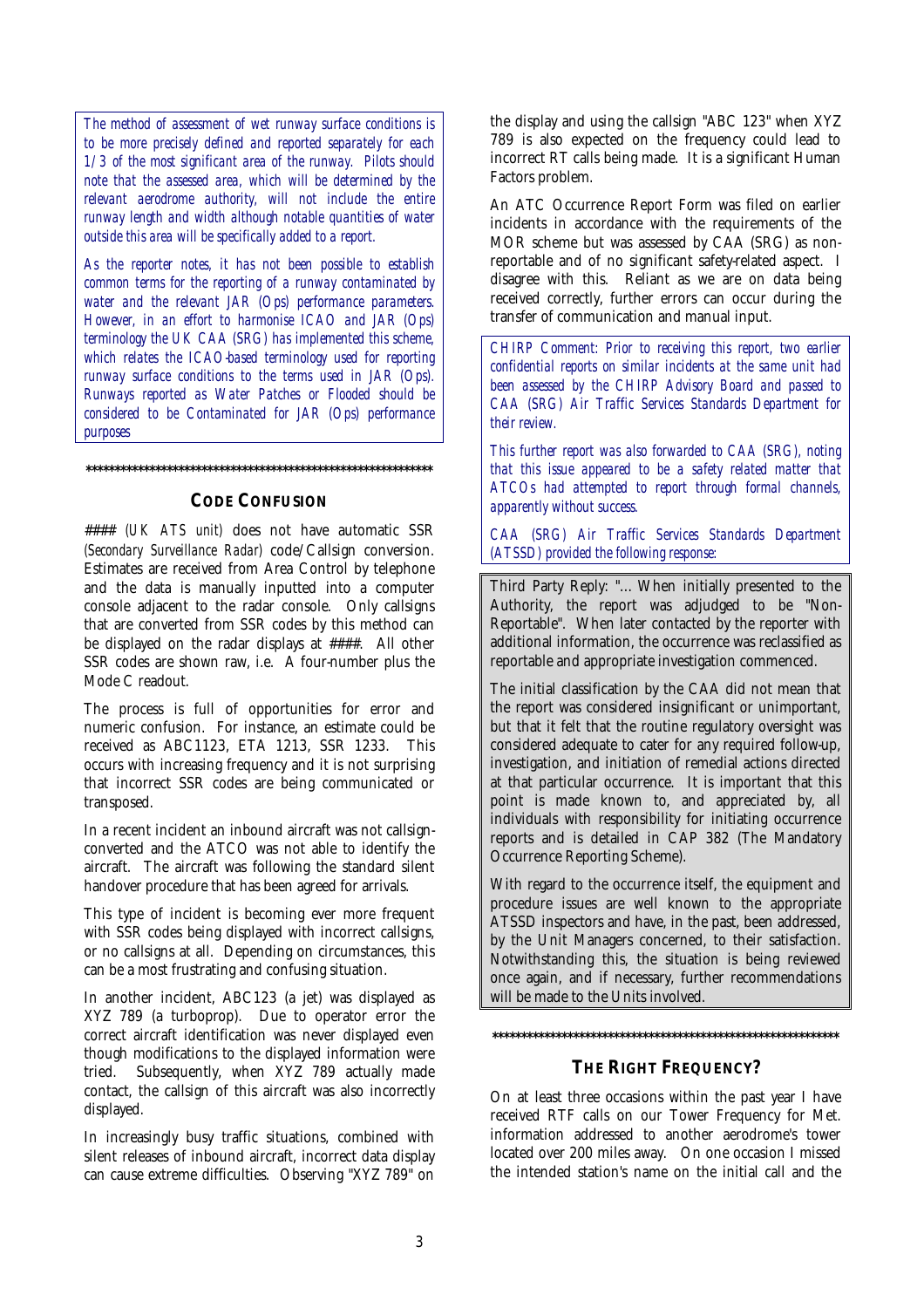*The method of assessment of wet runway surface conditions is to be more precisely defined and reported separately for each 1/3 of the most significant area of the runway. Pilots should note that the assessed area, which will be determined by the relevant aerodrome authority, will not include the entire runway length and width although notable quantities of water outside this area will be specifically added to a report.*

*As the reporter notes, it has not been possible to establish common terms for the reporting of a runway contaminated by water and the relevant JAR (Ops) performance parameters. However, in an effort to harmonise ICAO and JAR (Ops) terminology the UK CAA (SRG) has implemented this scheme, which relates the ICAO-based terminology used for reporting runway surface conditions to the terms used in JAR (Ops). Runways reported as Water Patches or Flooded should be considered to be Contaminated for JAR (Ops) performance purposes*

\*\*\*\*\*\*\*\*\*\*\*\*\*\*\*\*\*\*\*\*\*\*\*\*\*\*\*\*\*\*\*\*\*\*\*\*\*\*\*\*\*\*\*\*\*\*\*\*\*\*\*\*\*\*\*\*\*\*\*\*\*\*\*\*

## CODE CONFUSION

#### *(UK ATS unit)* does not have automatic SSR *(Secondary Surveillance Radar)* code/Callsign conversion. Estimates are received from Area Control by telephone and the data is manually inputted into a computer console adjacent to the radar console. Only callsigns that are converted from SSR codes by this method can be displayed on the radar displays at ####. All other SSR codes are shown raw, i.e. A four-number plus the Mode C readout.

The process is full of opportunities for error and numeric confusion. For instance, an estimate could be received as ABC1123, ETA 1213, SSR 1233. This occurs with increasing frequency and it is not surprising that incorrect SSR codes are being communicated or transposed.

In a recent incident an inbound aircraft was not callsign-converted and the ATCO was not able to identify the aircraft. The aircraft was following the standard silent handover procedure that has been agreed for arrivals.

This type of incident is becoming ever more frequent with SSR codes being displayed with incorrect callsigns, or no callsigns at all. Depending on circumstances, this can be a most frustrating and confusing situation.

In another incident, ABC123 (a jet) was displayed as XYZ 789 (a turboprop). Due to operator error the correct aircraft identification was never displayed even though modifications to the displayed information were tried. Subsequently, when XYZ 789 actually made contact, the callsign of this aircraft was also incorrectly displayed.

In increasingly busy traffic situations, combined with silent releases of inbound aircraft, incorrect data display can cause extreme difficulties. Observing "XYZ 789" on the display and using the callsign "ABC 123" when XYZ 789 is also expected on the frequency could lead to incorrect RT calls being made. It is a significant Human Factors problem.

An ATC Occurrence Report Form was filed on earlier incidents in accordance with the requirements of the MOR scheme but was assessed by CAA (SRG) as non-reportable and of no significant safety-related aspect. I disagree with this. Reliant as we are on data being received correctly, further errors can occur during the transfer of communication and manual input.

*CHIRP Comment: Prior to receiving this report, two earlier confidential reports on similar incidents at the same unit had been assessed by the CHIRP Advisory Board and passed to CAA (SRG) Air Traffic Services Standards Department for their review.*

*This further report was also forwarded to CAA (SRG), noting that this issue appeared to be a safety related matter that ATCOs had attempted to report through formal channels, apparently without success.*

*CAA (SRG) Air Traffic Services Standards Department (ATSSD) provided the following response:*

> Third Party Reply: "…When initially presented to the Authority, the report was adjudged to be "Non-Reportable". When later contacted by the reporter with additional information, the occurrence was reclassified as reportable and appropriate investigation commenced.
>
> The initial classification by the CAA did not mean that the report was considered insignificant or unimportant, but that it felt that the routine regulatory oversight was considered adequate to cater for any required follow-up, investigation, and initiation of remedial actions directed at that particular occurrence. It is important that this point is made known to, and appreciated by, all individuals with responsibility for initiating occurrence reports and is detailed in CAP 382 (The Mandatory Occurrence Reporting Scheme).
>
> With regard to the occurrence itself, the equipment and procedure issues are well known to the appropriate ATSSD inspectors and have, in the past, been addressed, by the Unit Managers concerned, to their satisfaction. Notwithstanding this, the situation is being reviewed once again, and if necessary, further recommendations will be made to the Units involved.

\*\*\*\*\*\*\*\*\*\*\*\*\*\*\*\*\*\*\*\*\*\*\*\*\*\*\*\*\*\*\*\*\*\*\*\*\*\*\*\*\*\*\*\*\*\*\*\*\*\*\*\*\*\*\*\*\*\*\*\*\*\*\*\*

## THE RIGHT FREQUENCY?

On at least three occasions within the past year I have received RTF calls on our Tower Frequency for Met. information addressed to another aerodrome's tower located over 200 miles away. On one occasion I missed the intended station's name on the initial call and the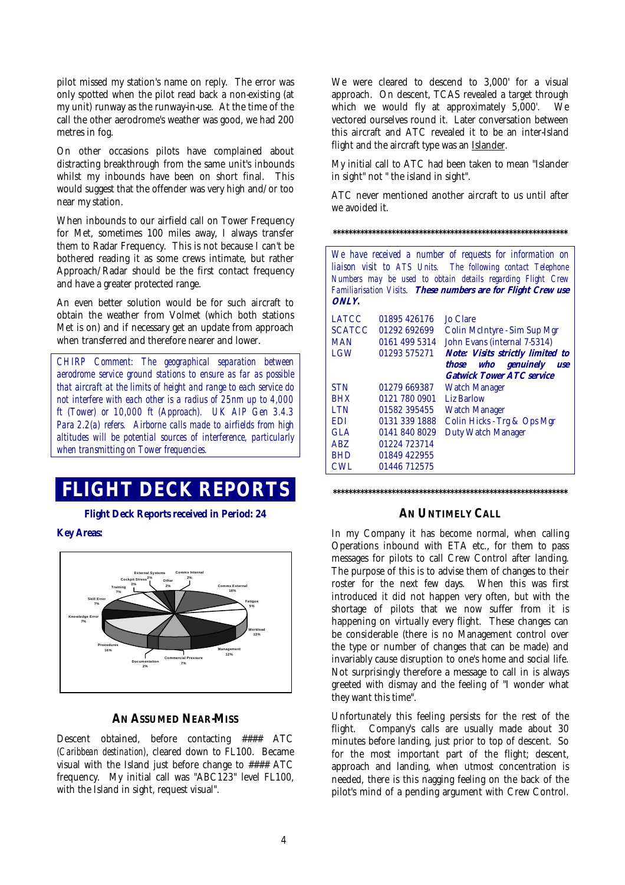pilot missed my station's name on reply. The error was only spotted when the pilot read back a non-existing (at my unit) runway as the runway-in-use. At the time of the call the other aerodrome's weather was good, we had 200 metres in fog.

On other occasions pilots have complained about distracting breakthrough from the same unit's inbounds whilst my inbounds have been on short final. This would suggest that the offender was very high and/or too near my station.

When inbounds to our airfield call on Tower Frequency for Met, sometimes 100 miles away, I always transfer them to Radar Frequency. This is not because I can't be bothered reading it as some crews intimate, but rather Approach/Radar should be the first contact frequency and have a greater protected range.

An even better solution would be for such aircraft to obtain the weather from Volmet (which both stations Met is on) and if necessary get an update from approach when transferred and therefore nearer and lower.

*CHIRP Comment: The geographical separation between aerodrome service ground stations to ensure as far as possible that aircraft at the limits of height and range to each service do not interfere with each other is a radius of 25nm up to 4,000 ft (Tower) or 10,000 ft (Approach). UK AIP Gen 3.4.3 Para 2.2(a) refers. Airborne calls made to airfields from high altitudes will be potential sources of interference, particularly when transmitting on Tower frequencies.*

# FLIGHT DECK REPORTS

**Flight Deck Reports received in Period: 24**

**Key Areas:**

External Systems 2%, Comms Internal 2%, Cockpit Stress 2%, Other 2%, Training 7%, Comms External 16%, Skill Error 7%, Fatigue 5%, Knowledge Error 7%, Workload 13%, Procedures 16%, Management 12%, Documentation 2%, Commercial Pressure 7%

### AN ASSUMED NEAR-MISS

Descent obtained, before contacting #### ATC *(Caribbean destination)*, cleared down to FL100. Became visual with the Island just before change to #### ATC frequency. My initial call was "ABC123" level FL100, with the Island in sight, request visual".

We were cleared to descend to 3,000' for a visual approach. On descent, TCAS revealed a target through which we would fly at approximately 5,000'. We vectored ourselves round it. Later conversation between this aircraft and ATC revealed it to be an inter-Island flight and the aircraft type was an Islander.

My initial call to ATC had been taken to mean "Islander in sight" not " the island in sight".

ATC never mentioned another aircraft to us until after we avoided it.

\*\*\*\*\*\*\*\*\*\*\*\*\*\*\*\*\*\*\*\*\*\*\*\*\*\*\*\*\*\*\*\*\*\*\*\*\*\*\*\*\*\*\*\*\*\*\*\*\*\*\*\*\*\*\*\*\*\*\*\*\*\*\*\*

*We have received a number of requests for information on liaison visit to ATS Units. The following contact Telephone Numbers may be used to obtain details regarding Flight Crew Familiarisation Visits.* ***These numbers are for Flight Crew use ONLY.***

| | | |
|---|---|---|
| LATCC | 01895 426176 | Jo Clare |
| SCATCC | 01292 692699 | Colin McIntyre - Sim Sup Mgr |
| MAN | 0161 499 5314 | John Evans (internal 7-5314) |
| LGW | 01293 575271 | ***Note: Visits strictly limited to those who genuinely use Gatwick Tower ATC service*** |
| STN | 01279 669387 | Watch Manager |
| BHX | 0121 780 0901 | Liz Barlow |
| LTN | 01582 395455 | Watch Manager |
| EDI | 0131 339 1888 | Colin Hicks - Trg & Ops Mgr |
| GLA | 0141 840 8029 | Duty Watch Manager |
| ABZ | 01224 723714 | |
| BHD | 01849 422955 | |
| CWL | 01446 712575 | |

\*\*\*\*\*\*\*\*\*\*\*\*\*\*\*\*\*\*\*\*\*\*\*\*\*\*\*\*\*\*\*\*\*\*\*\*\*\*\*\*\*\*\*\*\*\*\*\*\*\*\*\*\*\*\*\*\*\*\*\*\*\*\*\*

### AN UNTIMELY CALL

In my Company it has become normal, when calling Operations inbound with ETA etc., for them to pass messages for pilots to call Crew Control after landing. The purpose of this is to advise them of changes to their roster for the next few days. When this was first introduced it did not happen very often, but with the shortage of pilots that we now suffer from it is happening on virtually every flight. These changes can be considerable (there is no Management control over the type or number of changes that can be made) and invariably cause disruption to one's home and social life. Not surprisingly therefore a message to call in is always greeted with dismay and the feeling of "I wonder what they want this time".

Unfortunately this feeling persists for the rest of the flight. Company's calls are usually made about 30 minutes before landing, just prior to top of descent. So for the most important part of the flight; descent, approach and landing, when utmost concentration is needed, there is this nagging feeling on the back of the pilot's mind of a pending argument with Crew Control.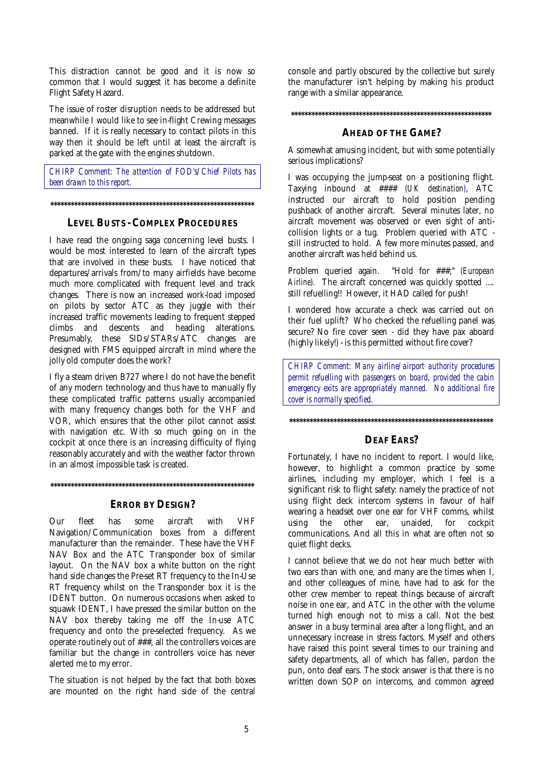This distraction cannot be good and it is now so common that I would suggest it has become a definite Flight Safety Hazard.

The issue of roster disruption needs to be addressed but meanwhile I would like to see in-flight Crewing messages banned. If it is really necessary to contact pilots in this way then it should be left until at least the aircraft is parked at the gate with the engines shutdown.

*CHIRP Comment: The attention of FOD's/Chief Pilots has been drawn to this report.*

**************************************************************

### LEVEL BUSTS - COMPLEX PROCEDURES

I have read the ongoing saga concerning level busts. I would be most interested to learn of the aircraft types that are involved in these busts. I have noticed that departures/arrivals from/to many airfields have become much more complicated with frequent level and track changes. There is now an increased work-load imposed on pilots by sector ATC as they juggle with their increased traffic movements leading to frequent stepped climbs and descents and heading alterations. Presumably, these SIDs/STARs/ATC changes are designed with FMS equipped aircraft in mind where the jolly old computer does the work?

I fly a steam driven B727 where I do not have the benefit of any modern technology and thus have to manually fly these complicated traffic patterns usually accompanied with many frequency changes both for the VHF and VOR, which ensures that the other pilot cannot assist with navigation etc. With so much going on in the cockpit at once there is an increasing difficulty of flying reasonably accurately and with the weather factor thrown in an almost impossible task is created.

**************************************************************

### ERROR BY DESIGN?

Our fleet has some aircraft with VHF Navigation/Communication boxes from a different manufacturer than the remainder. These have the VHF NAV Box and the ATC Transponder box of similar layout. On the NAV box a white button on the right hand side changes the Pre-set RT frequency to the In-Use RT frequency whilst on the Transponder box it is the IDENT button. On numerous occasions when asked to squawk IDENT, I have pressed the similar button on the NAV box thereby taking me off the In-use ATC frequency and onto the pre-selected frequency. As we operate routinely out of ###, all the controllers voices are familiar but the change in controllers voice has never alerted me to my error.

The situation is not helped by the fact that both boxes are mounted on the right hand side of the central console and partly obscured by the collective but surely the manufacturer isn't helping by making his product range with a similar appearance.

**************************************************************

### AHEAD OF THE GAME?

A somewhat amusing incident, but with some potentially serious implications?

I was occupying the jump-seat on a positioning flight. Taxying inbound at #### *(UK destination)*, ATC instructed our aircraft to hold position pending pushback of another aircraft. Several minutes later, no aircraft movement was observed or even sight of anti-collision lights or a tug. Problem queried with ATC - still instructed to hold. A few more minutes passed, and another aircraft was held behind us.

Problem queried again. "Hold for ###;" *(European Airline)*. The aircraft concerned was quickly spotted …. still refuelling!! However, it HAD called for push!

I wondered how accurate a check was carried out on their fuel uplift? Who checked the refuelling panel was secure? No fire cover seen - did they have pax aboard (highly likely!) - is this permitted without fire cover?

*CHIRP Comment: Many airline/airport authority procedures permit refuelling with passengers on board, provided the cabin emergency exits are appropriately manned. No additional fire cover is normally specified.*

**************************************************************

### DEAF EARS?

Fortunately, I have no incident to report. I would like, however, to highlight a common practice by some airlines, including my employer, which I feel is a significant risk to flight safety: namely the practice of not using flight deck intercom systems in favour of half wearing a headset over one ear for VHF comms, whilst using the other ear, unaided, for cockpit communications. And all this in what are often not so quiet flight decks.

I cannot believe that we do not hear much better with two ears than with one, and many are the times when I, and other colleagues of mine, have had to ask for the other crew member to repeat things because of aircraft noise in one ear, and ATC in the other with the volume turned high enough not to miss a call. Not the best answer in a busy terminal area after a long flight, and an unnecessary increase in stress factors. Myself and others have raised this point several times to our training and safety departments, all of which has fallen, pardon the pun, onto deaf ears. The stock answer is that there is no written down SOP on intercoms, and common agreed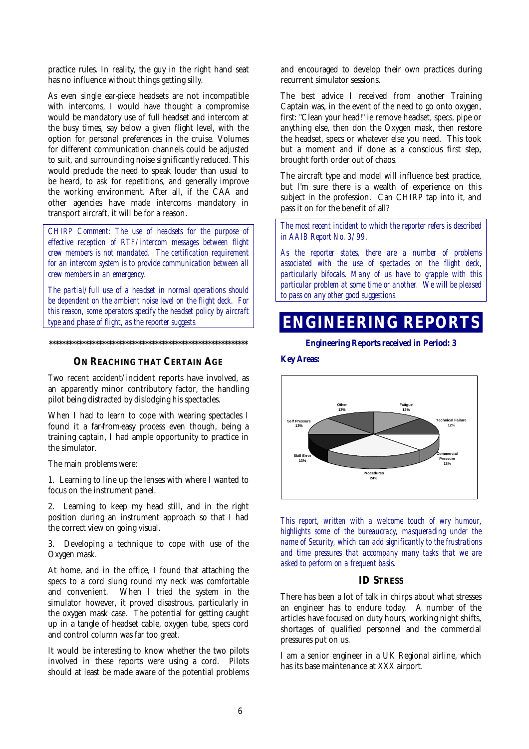practice rules. In reality, the guy in the right hand seat has no influence without things getting silly.

As even single ear-piece headsets are not incompatible with intercoms, I would have thought a compromise would be mandatory use of full headset and intercom at the busy times, say below a given flight level, with the option for personal preferences in the cruise. Volumes for different communication channels could be adjusted to suit, and surrounding noise significantly reduced. This would preclude the need to speak louder than usual to be heard, to ask for repetitions, and generally improve the working environment. After all, if the CAA and other agencies have made intercoms mandatory in transport aircraft, it will be for a reason.

*CHIRP Comment: The use of headsets for the purpose of effective reception of RTF/intercom messages between flight crew members is not mandated. The certification requirement for an intercom system is to provide communication between all crew members in an emergency.*

*The partial/full use of a headset in normal operations should be dependent on the ambient noise level on the flight deck. For this reason, some operators specify the headset policy by aircraft type and phase of flight, as the reporter suggests.*

\*\*\*\*\*\*\*\*\*\*\*\*\*\*\*\*\*\*\*\*\*\*\*\*\*\*\*\*\*\*\*\*\*\*\*\*\*\*\*\*\*\*\*\*\*\*\*\*\*\*\*\*\*\*\*\*\*\*\*\*

### ON REACHING THAT CERTAIN AGE

Two recent accident/incident reports have involved, as an apparently minor contributory factor, the handling pilot being distracted by dislodging his spectacles.

When I had to learn to cope with wearing spectacles I found it a far-from-easy process even though, being a training captain, I had ample opportunity to practice in the simulator.

The main problems were:

1. Learning to line up the lenses with where I wanted to focus on the instrument panel.

2. Learning to keep my head still, and in the right position during an instrument approach so that I had the correct view on going visual.

3. Developing a technique to cope with use of the Oxygen mask.

At home, and in the office, I found that attaching the specs to a cord slung round my neck was comfortable and convenient. When I tried the system in the simulator however, it proved disastrous, particularly in the oxygen mask case. The potential for getting caught up in a tangle of headset cable, oxygen tube, specs cord and control column was far too great.

It would be interesting to know whether the two pilots involved in these reports were using a cord. Pilots should at least be made aware of the potential problems and encouraged to develop their own practices during recurrent simulator sessions.

The best advice I received from another Training Captain was, in the event of the need to go onto oxygen, first: "Clean your head!" ie remove headset, specs, pipe or anything else, then don the Oxygen mask, then restore the headset, specs or whatever else you need. This took but a moment and if done as a conscious first step, brought forth order out of chaos.

The aircraft type and model will influence best practice, but I'm sure there is a wealth of experience on this subject in the profession. Can CHIRP tap into it, and pass it on for the benefit of all?

*The most recent incident to which the reporter refers is described in AAIB Report No. 3/99.*

*As the reporter states, there are a number of problems associated with the use of spectacles on the flight deck, particularly bifocals. Many of us have to grapple with this particular problem at some time or another. We will be pleased to pass on any other good suggestions.*

# ENGINEERING REPORTS

**Engineering Reports received in Period: 3**

**Key Areas:**

| Area | % |
|---|---|
| Fatigue | 12% |
| Technical Failure | 12% |
| Commercial Pressure | 13% |
| Procedures | 24% |
| Skill Error | 13% |
| Self Pressure | 13% |
| Other | 13% |

*This report, written with a welcome touch of wry humour, highlights some of the bureaucracy, masquerading under the name of Security, which can add significantly to the frustrations and time pressures that accompany many tasks that we are asked to perform on a frequent basis.*

### ID STRESS

There has been a lot of talk in chirps about what stresses an engineer has to endure today. A number of the articles have focused on duty hours, working night shifts, shortages of qualified personnel and the commercial pressures put on us.

I am a senior engineer in a UK Regional airline, which has its base maintenance at XXX airport.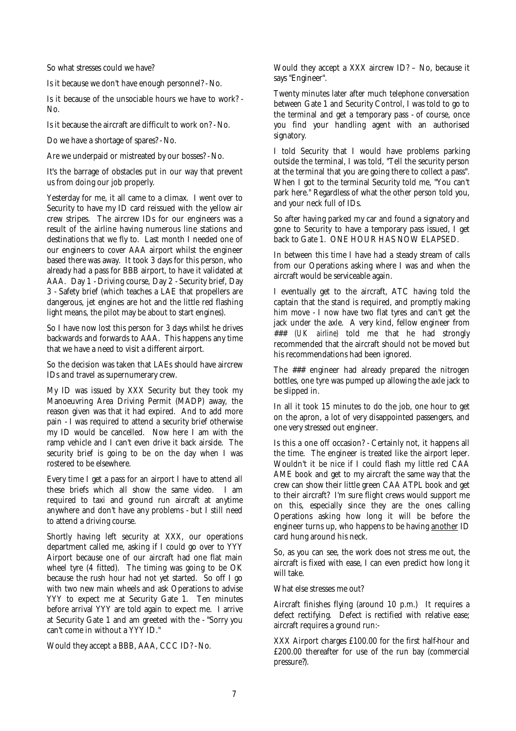So what stresses could we have?

Is it because we don't have enough personnel? - No.

Is it because of the unsociable hours we have to work? - No.

Is it because the aircraft are difficult to work on? - No.

Do we have a shortage of spares? - No.

Are we underpaid or mistreated by our bosses? - No.

It's the barrage of obstacles put in our way that prevent us from doing our job properly.

Yesterday for me, it all came to a climax. I went over to Security to have my ID card reissued with the yellow air crew stripes. The aircrew IDs for our engineers was a result of the airline having numerous line stations and destinations that we fly to. Last month I needed one of our engineers to cover AAA airport whilst the engineer based there was away. It took 3 days for this person, who already had a pass for BBB airport, to have it validated at AAA. Day 1 - Driving course, Day 2 - Security brief, Day 3 - Safety brief (which teaches a LAE that propellers are dangerous, jet engines are hot and the little red flashing light means, the pilot may be about to start engines).

So I have now lost this person for 3 days whilst he drives backwards and forwards to AAA. This happens any time that we have a need to visit a different airport.

So the decision was taken that LAEs should have aircrew IDs and travel as supernumerary crew.

My ID was issued by XXX Security but they took my Manoeuvring Area Driving Permit (MADP) away, the reason given was that it had expired. And to add more pain - I was required to attend a security brief otherwise my ID would be cancelled. Now here I am with the ramp vehicle and I can't even drive it back airside. The security brief is going to be on the day when I was rostered to be elsewhere.

Every time I get a pass for an airport I have to attend all these briefs which all show the same video. I am required to taxi and ground run aircraft at anytime anywhere and don't have any problems - but I still need to attend a driving course.

Shortly having left security at XXX, our operations department called me, asking if I could go over to YYY Airport because one of our aircraft had one flat main wheel tyre (4 fitted). The timing was going to be OK because the rush hour had not yet started. So off I go with two new main wheels and ask Operations to advise YYY to expect me at Security Gate 1. Ten minutes before arrival YYY are told again to expect me. I arrive at Security Gate 1 and am greeted with the - "Sorry you can't come in without a YYY ID."

Would they accept a BBB, AAA, CCC ID? - No.

Would they accept a XXX aircrew ID? – No, because it says "Engineer".

Twenty minutes later after much telephone conversation between Gate 1 and Security Control, I was told to go to the terminal and get a temporary pass - of course, once you find your handling agent with an authorised signatory.

I told Security that I would have problems parking outside the terminal, I was told, "Tell the security person at the terminal that you are going there to collect a pass". When I got to the terminal Security told me, "You can't park here." Regardless of what the other person told you, and your neck full of IDs.

So after having parked my car and found a signatory and gone to Security to have a temporary pass issued, I get back to Gate 1. ONE HOUR HAS NOW ELAPSED.

In between this time I have had a steady stream of calls from our Operations asking where I was and when the aircraft would be serviceable again.

I eventually get to the aircraft, ATC having told the captain that the stand is required, and promptly making him move - I now have two flat tyres and can't get the jack under the axle. A very kind, fellow engineer from ### *(UK airline)* told me that he had strongly recommended that the aircraft should not be moved but his recommendations had been ignored.

The ### engineer had already prepared the nitrogen bottles, one tyre was pumped up allowing the axle jack to be slipped in.

In all it took 15 minutes to do the job, one hour to get on the apron, a lot of very disappointed passengers, and one very stressed out engineer.

Is this a one off occasion? - Certainly not, it happens all the time. The engineer is treated like the airport leper. Wouldn't it be nice if I could flash my little red CAA AME book and get to my aircraft the same way that the crew can show their little green CAA ATPL book and get to their aircraft? I'm sure flight crews would support me on this, especially since they are the ones calling Operations asking how long it will be before the engineer turns up, who happens to be having <u>another</u> ID card hung around his neck.

So, as you can see, the work does not stress me out, the aircraft is fixed with ease, I can even predict how long it will take.

What else stresses me out?

Aircraft finishes flying (around 10 p.m.) It requires a defect rectifying. Defect is rectified with relative ease; aircraft requires a ground run:-

XXX Airport charges £100.00 for the first half-hour and £200.00 thereafter for use of the run bay (commercial pressure?).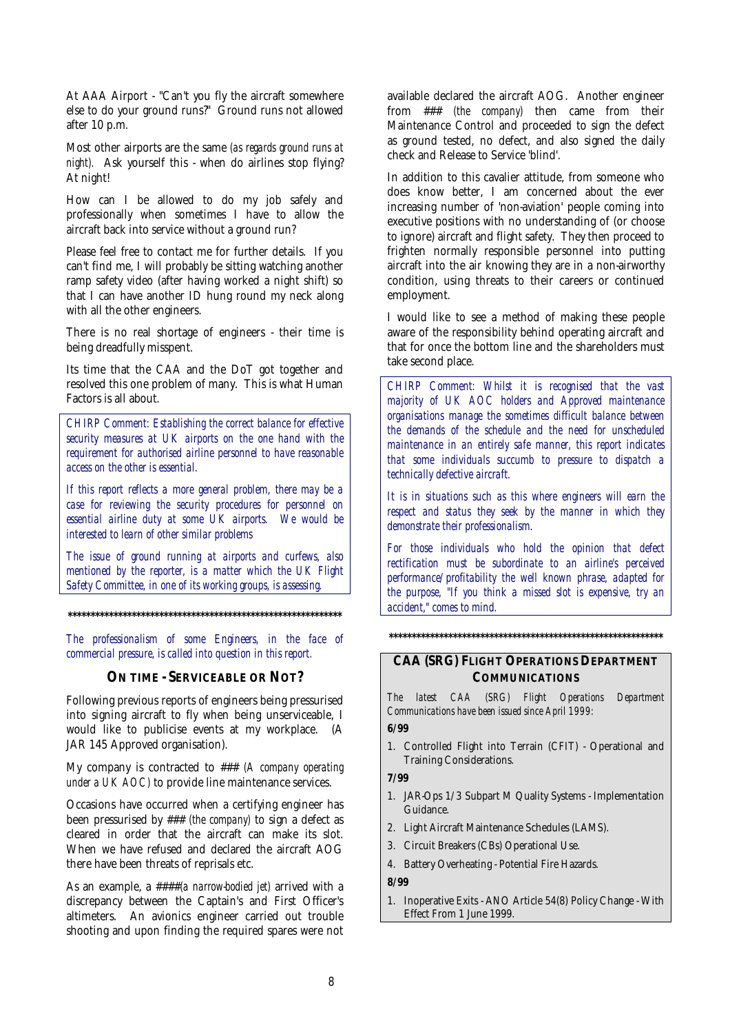At AAA Airport - "Can't you fly the aircraft somewhere else to do your ground runs?" Ground runs not allowed after 10 p.m.

Most other airports are the same *(as regards ground runs at night).* Ask yourself this - when do airlines stop flying? At night!

How can I be allowed to do my job safely and professionally when sometimes I have to allow the aircraft back into service without a ground run?

Please feel free to contact me for further details. If you can't find me, I will probably be sitting watching another ramp safety video (after having worked a night shift) so that I can have another ID hung round my neck along with all the other engineers.

There is no real shortage of engineers - their time is being dreadfully misspent.

Its time that the CAA and the DoT got together and resolved this one problem of many. This is what Human Factors is all about.

*CHIRP Comment: Establishing the correct balance for effective security measures at UK airports on the one hand with the requirement for authorised airline personnel to have reasonable access on the other is essential.*

*If this report reflects a more general problem, there may be a case for reviewing the security procedures for personnel on essential airline duty at some UK airports. We would be interested to learn of other similar problems*

*The issue of ground running at airports and curfews, also mentioned by the reporter, is a matter which the UK Flight Safety Committee, in one of its working groups, is assessing.*

************************************************************

*The professionalism of some Engineers, in the face of commercial pressure, is called into question in this report.*

## ON TIME - SERVICEABLE OR NOT?

Following previous reports of engineers being pressurised into signing aircraft to fly when being unserviceable, I would like to publicise events at my workplace. (A JAR 145 Approved organisation).

My company is contracted to ### *(A company operating under a UK AOC)* to provide line maintenance services.

Occasions have occurred when a certifying engineer has been pressurised by ### *(the company)* to sign a defect as cleared in order that the aircraft can make its slot. When we have refused and declared the aircraft AOG there have been threats of reprisals etc.

As an example, a ####*(a narrow-bodied jet)* arrived with a discrepancy between the Captain's and First Officer's altimeters. An avionics engineer carried out trouble shooting and upon finding the required spares were not available declared the aircraft AOG. Another engineer from ### *(the company)* then came from their Maintenance Control and proceeded to sign the defect as ground tested, no defect, and also signed the daily check and Release to Service 'blind'.

In addition to this cavalier attitude, from someone who does know better, I am concerned about the ever increasing number of 'non-aviation' people coming into executive positions with no understanding of (or choose to ignore) aircraft and flight safety. They then proceed to frighten normally responsible personnel into putting aircraft into the air knowing they are in a non-airworthy condition, using threats to their careers or continued employment.

I would like to see a method of making these people aware of the responsibility behind operating aircraft and that for once the bottom line and the shareholders must take second place.

*CHIRP Comment: Whilst it is recognised that the vast majority of UK AOC holders and Approved maintenance organisations manage the sometimes difficult balance between the demands of the schedule and the need for unscheduled maintenance in an entirely safe manner, this report indicates that some individuals succumb to pressure to dispatch a technically defective aircraft.*

*It is in situations such as this where engineers will earn the respect and status they seek by the manner in which they demonstrate their professionalism.*

*For those individuals who hold the opinion that defect rectification must be subordinate to an airline's perceived performance/profitability the well known phrase, adapted for the purpose, "If you think a missed slot is expensive, try an accident," comes to mind.*

************************************************************

## CAA (SRG) FLIGHT OPERATIONS DEPARTMENT COMMUNICATIONS

*The latest CAA (SRG) Flight Operations Department Communications have been issued since April 1999:*

**6/99**

1. Controlled Flight into Terrain (CFIT) - Operational and Training Considerations.

**7/99**

1. JAR-Ops 1/3 Subpart M Quality Systems - Implementation Guidance.
2. Light Aircraft Maintenance Schedules (LAMS).
3. Circuit Breakers (CBs) Operational Use.
4. Battery Overheating - Potential Fire Hazards.

**8/99**

1. Inoperative Exits - ANO Article 54(8) Policy Change - With Effect From 1 June 1999.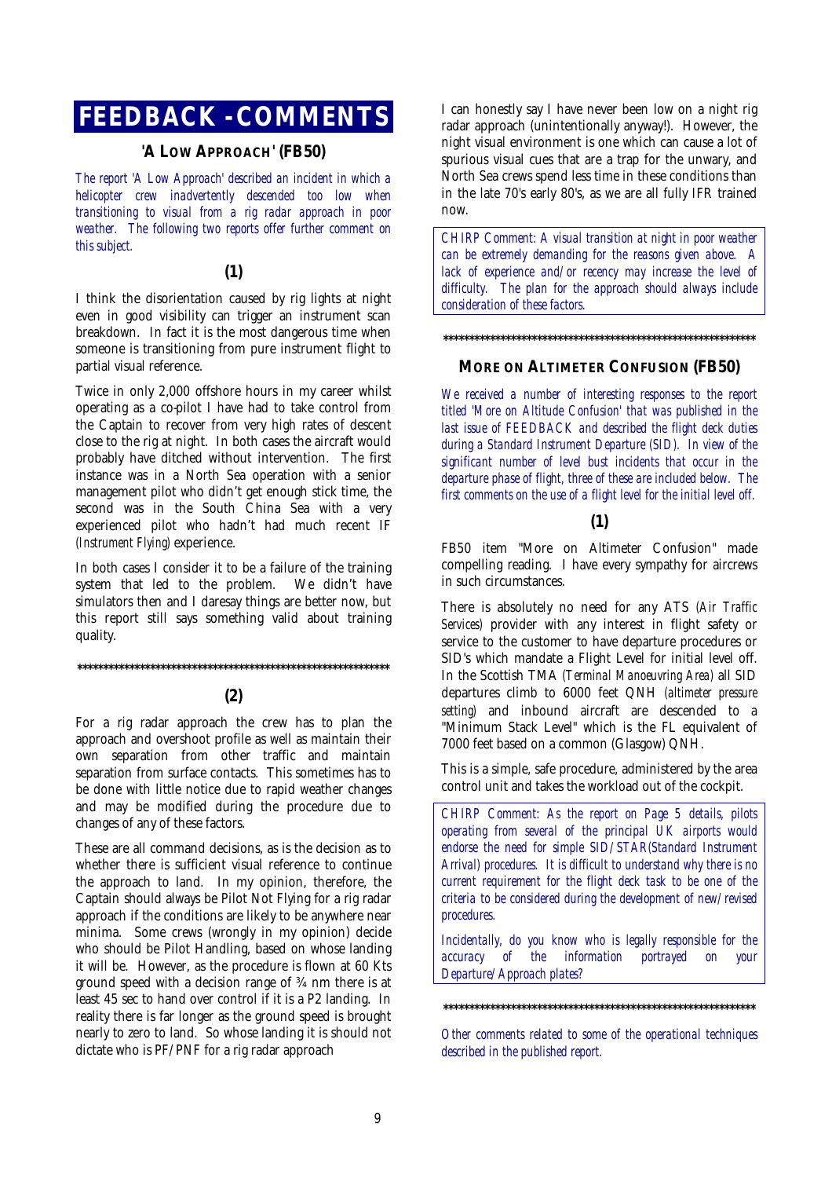# FEEDBACK - COMMENTS

## 'A LOW APPROACH' (FB50)

*The report 'A Low Approach' described an incident in which a helicopter crew inadvertently descended too low when transitioning to visual from a rig radar approach in poor weather. The following two reports offer further comment on this subject.*

### (1)

I think the disorientation caused by rig lights at night even in good visibility can trigger an instrument scan breakdown. In fact it is the most dangerous time when someone is transitioning from pure instrument flight to partial visual reference.

Twice in only 2,000 offshore hours in my career whilst operating as a co-pilot I have had to take control from the Captain to recover from very high rates of descent close to the rig at night. In both cases the aircraft would probably have ditched without intervention. The first instance was in a North Sea operation with a senior management pilot who didn't get enough stick time, the second was in the South China Sea with a very experienced pilot who hadn't had much recent IF *(Instrument Flying)* experience.

In both cases I consider it to be a failure of the training system that led to the problem. We didn't have simulators then and I daresay things are better now, but this report still says something valid about training quality.

\*\*\*\*\*\*\*\*\*\*\*\*\*\*\*\*\*\*\*\*\*\*\*\*\*\*\*\*\*\*\*\*\*\*\*\*\*\*\*\*\*\*\*\*\*\*\*\*\*\*\*\*\*\*\*\*\*\*\*\*\*\*

### (2)

For a rig radar approach the crew has to plan the approach and overshoot profile as well as maintain their own separation from other traffic and maintain separation from surface contacts. This sometimes has to be done with little notice due to rapid weather changes and may be modified during the procedure due to changes of any of these factors.

These are all command decisions, as is the decision as to whether there is sufficient visual reference to continue the approach to land. In my opinion, therefore, the Captain should always be Pilot Not Flying for a rig radar approach if the conditions are likely to be anywhere near minima. Some crews (wrongly in my opinion) decide who should be Pilot Handling, based on whose landing it will be. However, as the procedure is flown at 60 Kts ground speed with a decision range of ¾ nm there is at least 45 sec to hand over control if it is a P2 landing. In reality there is far longer as the ground speed is brought nearly to zero to land. So whose landing it is should not dictate who is PF/PNF for a rig radar approach

I can honestly say I have never been low on a night rig radar approach (unintentionally anyway!). However, the night visual environment is one which can cause a lot of spurious visual cues that are a trap for the unwary, and North Sea crews spend less time in these conditions than in the late 70's early 80's, as we are all fully IFR trained now.

*CHIRP Comment: A visual transition at night in poor weather can be extremely demanding for the reasons given above. A lack of experience and/or recency may increase the level of difficulty. The plan for the approach should always include consideration of these factors.*

\*\*\*\*\*\*\*\*\*\*\*\*\*\*\*\*\*\*\*\*\*\*\*\*\*\*\*\*\*\*\*\*\*\*\*\*\*\*\*\*\*\*\*\*\*\*\*\*\*\*\*\*\*\*\*\*\*\*\*\*\*\*

## MORE ON ALTIMETER CONFUSION (FB50)

*We received a number of interesting responses to the report titled 'More on Altitude Confusion' that was published in the last issue of FEEDBACK and described the flight deck duties during a Standard Instrument Departure (SID). In view of the significant number of level bust incidents that occur in the departure phase of flight, three of these are included below. The first comments on the use of a flight level for the initial level off.*

### (1)

FB50 item "More on Altimeter Confusion" made compelling reading. I have every sympathy for aircrews in such circumstances.

There is absolutely no need for any ATS *(Air Traffic Services)* provider with any interest in flight safety or service to the customer to have departure procedures or SID's which mandate a Flight Level for initial level off. In the Scottish TMA *(Terminal Manoeuvring Area)* all SID departures climb to 6000 feet QNH *(altimeter pressure setting)* and inbound aircraft are descended to a "Minimum Stack Level" which is the FL equivalent of 7000 feet based on a common (Glasgow) QNH.

This is a simple, safe procedure, administered by the area control unit and takes the workload out of the cockpit.

*CHIRP Comment: As the report on Page 5 details, pilots operating from several of the principal UK airports would endorse the need for simple SID/STAR(Standard Instrument Arrival) procedures. It is difficult to understand why there is no current requirement for the flight deck task to be one of the criteria to be considered during the development of new/revised procedures.*

*Incidentally, do you know who is legally responsible for the accuracy of the information portrayed on your Departure/Approach plates?*

\*\*\*\*\*\*\*\*\*\*\*\*\*\*\*\*\*\*\*\*\*\*\*\*\*\*\*\*\*\*\*\*\*\*\*\*\*\*\*\*\*\*\*\*\*\*\*\*\*\*\*\*\*\*\*\*\*\*\*\*\*\*

*Other comments related to some of the operational techniques described in the published report.*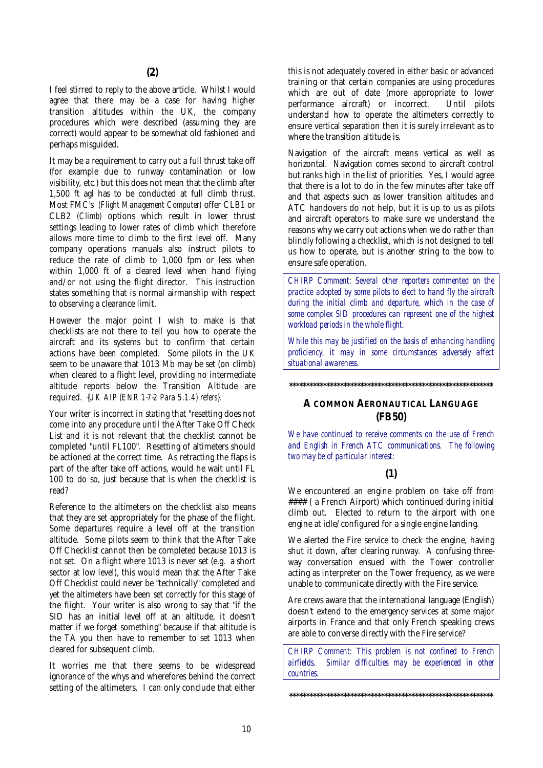## (2)

I feel stirred to reply to the above article. Whilst I would agree that there may be a case for having higher transition altitudes within the UK, the company procedures which were described (assuming they are correct) would appear to be somewhat old fashioned and perhaps misguided.

It may be a requirement to carry out a full thrust take off (for example due to runway contamination or low visibility, etc.) but this does not mean that the climb after 1,500 ft agl has to be conducted at full climb thrust. Most FMC's *(Flight Management Computer)* offer CLB1 or CLB2 *(Climb)* options which result in lower thrust settings leading to lower rates of climb which therefore allows more time to climb to the first level off. Many company operations manuals also instruct pilots to reduce the rate of climb to 1,000 fpm or less when within 1,000 ft of a cleared level when hand flying and/or not using the flight director. This instruction states something that is normal airmanship with respect to observing a clearance limit.

However the major point I wish to make is that checklists are not there to tell you how to operate the aircraft and its systems but to confirm that certain actions have been completed. Some pilots in the UK seem to be unaware that 1013 Mb may be set (on climb) when cleared to a flight level, providing no intermediate altitude reports below the Transition Altitude are required. *{UK AIP (ENR 1-7-2 Para 5.1.4) refers}*.

Your writer is incorrect in stating that "resetting does not come into any procedure until the After Take Off Check List and it is not relevant that the checklist cannot be completed "until FL100". Resetting of altimeters should be actioned at the correct time. As retracting the flaps is part of the after take off actions, would he wait until FL 100 to do so, just because that is when the checklist is read?

Reference to the altimeters on the checklist also means that they are set appropriately for the phase of the flight. Some departures require a level off at the transition altitude. Some pilots seem to think that the After Take Off Checklist cannot then be completed because 1013 is not set. On a flight where 1013 is never set (e.g. a short sector at low level), this would mean that the After Take Off Checklist could never be "technically" completed and yet the altimeters have been set correctly for this stage of the flight. Your writer is also wrong to say that "if the SID has an initial level off at an altitude, it doesn't matter if we forget something" because if that altitude is the TA you then have to remember to set 1013 when cleared for subsequent climb.

It worries me that there seems to be widespread ignorance of the whys and wherefores behind the correct setting of the altimeters. I can only conclude that either this is not adequately covered in either basic or advanced training or that certain companies are using procedures which are out of date (more appropriate to lower performance aircraft) or incorrect. Until pilots understand how to operate the altimeters correctly to ensure vertical separation then it is surely irrelevant as to where the transition altitude is.

Navigation of the aircraft means vertical as well as horizontal. Navigation comes second to aircraft control but ranks high in the list of priorities. Yes, I would agree that there is a lot to do in the few minutes after take off and that aspects such as lower transition altitudes and ATC handovers do not help, but it is up to us as pilots and aircraft operators to make sure we understand the reasons why we carry out actions when we do rather than blindly following a checklist, which is not designed to tell us how to operate, but is another string to the bow to ensure safe operation.

*CHIRP Comment: Several other reporters commented on the practice adopted by some pilots to elect to hand fly the aircraft during the initial climb and departure, which in the case of some complex SID procedures can represent one of the highest workload periods in the whole flight.*

*While this may be justified on the basis of enhancing handling proficiency, it may in some circumstances adversely affect situational awareness.*

\*\*\*\*\*\*\*\*\*\*\*\*\*\*\*\*\*\*\*\*\*\*\*\*\*\*\*\*\*\*\*\*\*\*\*\*\*\*\*\*\*\*\*\*\*\*\*\*\*\*\*\*\*\*\*\*\*\*\*\*\*\*

## A COMMON AERONAUTICAL LANGUAGE (FB50)

*We have continued to receive comments on the use of French and English in French ATC communications. The following two may be of particular interest:*

## (1)

We encountered an engine problem on take off from #### ( a French Airport) which continued during initial climb out. Elected to return to the airport with one engine at idle/configured for a single engine landing.

We alerted the Fire service to check the engine, having shut it down, after clearing runway. A confusing three-way conversation ensued with the Tower controller acting as interpreter on the Tower frequency, as we were unable to communicate directly with the Fire service.

Are crews aware that the international language (English) doesn't extend to the emergency services at some major airports in France and that only French speaking crews are able to converse directly with the Fire service?

*CHIRP Comment: This problem is not confined to French airfields. Similar difficulties may be experienced in other countries.*

\*\*\*\*\*\*\*\*\*\*\*\*\*\*\*\*\*\*\*\*\*\*\*\*\*\*\*\*\*\*\*\*\*\*\*\*\*\*\*\*\*\*\*\*\*\*\*\*\*\*\*\*\*\*\*\*\*\*\*\*\*\*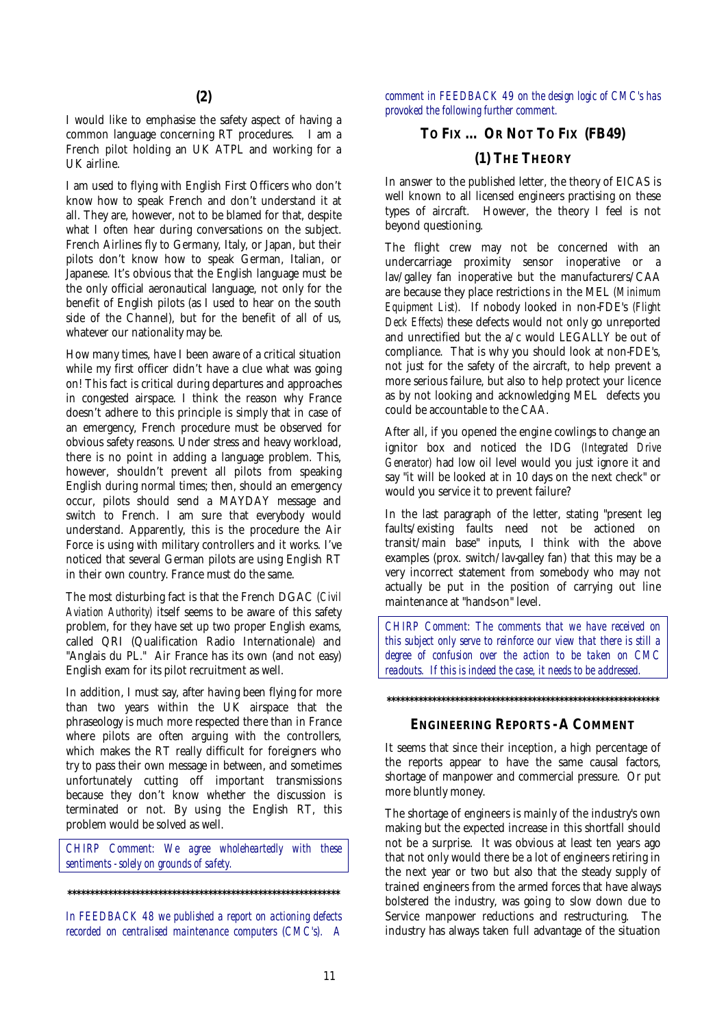## (2)

I would like to emphasise the safety aspect of having a common language concerning RT procedures. I am a French pilot holding an UK ATPL and working for a UK airline.

I am used to flying with English First Officers who don't know how to speak French and don't understand it at all. They are, however, not to be blamed for that, despite what I often hear during conversations on the subject. French Airlines fly to Germany, Italy, or Japan, but their pilots don't know how to speak German, Italian, or Japanese. It's obvious that the English language must be the only official aeronautical language, not only for the benefit of English pilots (as I used to hear on the south side of the Channel), but for the benefit of all of us, whatever our nationality may be.

How many times, have I been aware of a critical situation while my first officer didn't have a clue what was going on! This fact is critical during departures and approaches in congested airspace. I think the reason why France doesn't adhere to this principle is simply that in case of an emergency, French procedure must be observed for obvious safety reasons. Under stress and heavy workload, there is no point in adding a language problem. This, however, shouldn't prevent all pilots from speaking English during normal times; then, should an emergency occur, pilots should send a MAYDAY message and switch to French. I am sure that everybody would understand. Apparently, this is the procedure the Air Force is using with military controllers and it works. I've noticed that several German pilots are using English RT in their own country. France must do the same.

The most disturbing fact is that the French DGAC *(Civil Aviation Authority)* itself seems to be aware of this safety problem, for they have set up two proper English exams, called QRI (Qualification Radio Internationale) and "Anglais du PL." Air France has its own (and not easy) English exam for its pilot recruitment as well.

In addition, I must say, after having been flying for more than two years within the UK airspace that the phraseology is much more respected there than in France where pilots are often arguing with the controllers, which makes the RT really difficult for foreigners who try to pass their own message in between, and sometimes unfortunately cutting off important transmissions because they don't know whether the discussion is terminated or not. By using the English RT, this problem would be solved as well.

*CHIRP Comment: We agree wholeheartedly with these sentiments - solely on grounds of safety.*

\*\*\*\*\*\*\*\*\*\*\*\*\*\*\*\*\*\*\*\*\*\*\*\*\*\*\*\*\*\*\*\*\*\*\*\*\*\*\*\*\*\*\*\*\*\*\*\*\*\*\*\*\*\*\*\*\*\*\*\*

*In FEEDBACK 48 we published a report on actioning defects recorded on centralised maintenance computers (CMC's). A comment in FEEDBACK 49 on the design logic of CMC's has provoked the following further comment.*

## TO FIX ... OR NOT TO FIX (FB49)

### (1) THE THEORY

In answer to the published letter, the theory of EICAS is well known to all licensed engineers practising on these types of aircraft. However, the theory I feel is not beyond questioning.

The flight crew may not be concerned with an undercarriage proximity sensor inoperative or a lav/galley fan inoperative but the manufacturers/CAA are because they place restrictions in the MEL *(Minimum Equipment List)*. If nobody looked in non-FDE's *(Flight Deck Effects)* these defects would not only go unreported and unrectified but the a/c would LEGALLY be out of compliance. That is why you should look at non-FDE's, not just for the safety of the aircraft, to help prevent a more serious failure, but also to help protect your licence as by not looking and acknowledging MEL defects you could be accountable to the CAA.

After all, if you opened the engine cowlings to change an ignitor box and noticed the IDG *(Integrated Drive Generator)* had low oil level would you just ignore it and say "it will be looked at in 10 days on the next check" or would you service it to prevent failure?

In the last paragraph of the letter, stating "present leg faults/existing faults need not be actioned on transit/main base" inputs, I think with the above examples (prox. switch/lav-galley fan) that this may be a very incorrect statement from somebody who may not actually be put in the position of carrying out line maintenance at "hands-on" level.

*CHIRP Comment: The comments that we have received on this subject only serve to reinforce our view that there is still a degree of confusion over the action to be taken on CMC readouts. If this is indeed the case, it needs to be addressed.*

\*\*\*\*\*\*\*\*\*\*\*\*\*\*\*\*\*\*\*\*\*\*\*\*\*\*\*\*\*\*\*\*\*\*\*\*\*\*\*\*\*\*\*\*\*\*\*\*\*\*\*\*\*\*\*\*\*\*\*\*

## ENGINEERING REPORTS - A COMMENT

It seems that since their inception, a high percentage of the reports appear to have the same causal factors, shortage of manpower and commercial pressure. Or put more bluntly money.

The shortage of engineers is mainly of the industry's own making but the expected increase in this shortfall should not be a surprise. It was obvious at least ten years ago that not only would there be a lot of engineers retiring in the next year or two but also that the steady supply of trained engineers from the armed forces that have always bolstered the industry, was going to slow down due to Service manpower reductions and restructuring. The industry has always taken full advantage of the situation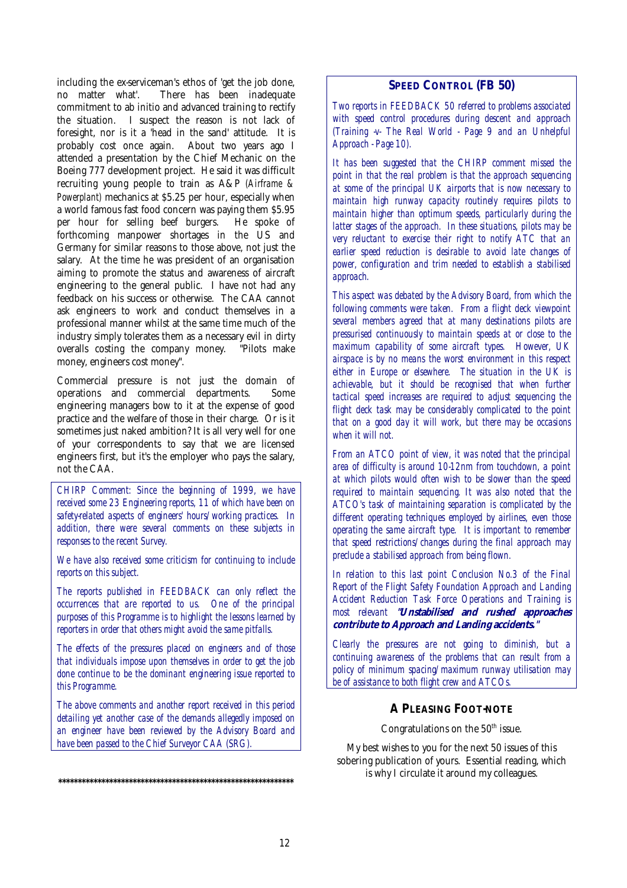including the ex-serviceman's ethos of 'get the job done, no matter what'. There has been inadequate commitment to ab initio and advanced training to rectify the situation. I suspect the reason is not lack of foresight, nor is it a 'head in the sand' attitude. It is probably cost once again. About two years ago I attended a presentation by the Chief Mechanic on the Boeing 777 development project. He said it was difficult recruiting young people to train as A&P *(Airframe & Powerplant)* mechanics at $5.25 per hour, especially when a world famous fast food concern was paying them $5.95 per hour for selling beef burgers. He spoke of forthcoming manpower shortages in the US and Germany for similar reasons to those above, not just the salary. At the time he was president of an organisation aiming to promote the status and awareness of aircraft engineering to the general public. I have not had any feedback on his success or otherwise. The CAA cannot ask engineers to work and conduct themselves in a professional manner whilst at the same time much of the industry simply tolerates them as a necessary evil in dirty overalls costing the company money. "Pilots make money, engineers cost money".

Commercial pressure is not just the domain of operations and commercial departments. Some engineering managers bow to it at the expense of good practice and the welfare of those in their charge. Or is it sometimes just naked ambition? It is all very well for one of your correspondents to say that we are licensed engineers first, but it's the employer who pays the salary, not the CAA.

*CHIRP Comment: Since the beginning of 1999, we have received some 23 Engineering reports, 11 of which have been on safety-related aspects of engineers' hours/working practices. In addition, there were several comments on these subjects in responses to the recent Survey.*

*We have also received some criticism for continuing to include reports on this subject.*

*The reports published in FEEDBACK can only reflect the occurrences that are reported to us. One of the principal purposes of this Programme is to highlight the lessons learned by reporters in order that others might avoid the same pitfalls.*

*The effects of the pressures placed on engineers and of those that individuals impose upon themselves in order to get the job done continue to be the dominant engineering issue reported to this Programme.*

*The above comments and another report received in this period detailing yet another case of the demands allegedly imposed on an engineer have been reviewed by the Advisory Board and have been passed to the Chief Surveyor CAA (SRG).*

\*\*\*\*\*\*\*\*\*\*\*\*\*\*\*\*\*\*\*\*\*\*\*\*\*\*\*\*\*\*\*\*\*\*\*\*\*\*\*\*\*\*\*\*\*\*\*\*\*\*\*\*\*\*\*\*\*\*\*\*

## SPEED CONTROL (FB 50)

*Two reports in FEEDBACK 50 referred to problems associated with speed control procedures during descent and approach (Training -v- The Real World - Page 9 and an Unhelpful Approach - Page 10).*

*It has been suggested that the CHIRP comment missed the point in that the real problem is that the approach sequencing at some of the principal UK airports that is now necessary to maintain high runway capacity routinely requires pilots to maintain higher than optimum speeds, particularly during the latter stages of the approach. In these situations, pilots may be very reluctant to exercise their right to notify ATC that an earlier speed reduction is desirable to avoid late changes of power, configuration and trim needed to establish a stabilised approach.*

*This aspect was debated by the Advisory Board, from which the following comments were taken. From a flight deck viewpoint several members agreed that at many destinations pilots are pressurised continuously to maintain speeds at or close to the maximum capability of some aircraft types. However, UK airspace is by no means the worst environment in this respect either in Europe or elsewhere. The situation in the UK is achievable, but it should be recognised that when further tactical speed increases are required to adjust sequencing the flight deck task may be considerably complicated to the point that on a good day it will work, but there may be occasions when it will not.*

*From an ATCO point of view, it was noted that the principal area of difficulty is around 10-12nm from touchdown, a point at which pilots would often wish to be slower than the speed required to maintain sequencing. It was also noted that the ATCO's task of maintaining separation is complicated by the different operating techniques employed by airlines, even those operating the same aircraft type. It is important to remember that speed restrictions/changes during the final approach may preclude a stabilised approach from being flown.*

*In relation to this last point Conclusion No.3 of the Final Report of the Flight Safety Foundation Approach and Landing Accident Reduction Task Force Operations and Training is most relevant* ***"Unstabilised and rushed approaches contribute to Approach and Landing accidents."***

*Clearly the pressures are not going to diminish, but a continuing awareness of the problems that can result from a policy of minimum spacing/maximum runway utilisation may be of assistance to both flight crew and ATCOs.*

## A PLEASING FOOT-NOTE

Congratulations on the 50th issue.

My best wishes to you for the next 50 issues of this sobering publication of yours. Essential reading, which is why I circulate it around my colleagues.